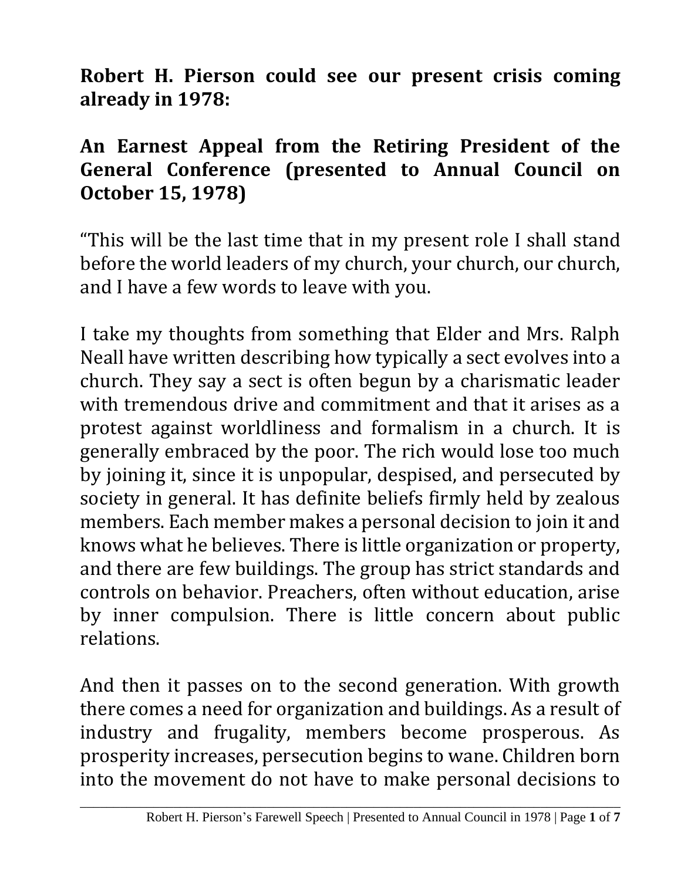**Robert H. Pierson could see our present crisis coming already in 1978:**

**An Earnest Appeal from the Retiring President of the General Conference (presented to Annual Council on October 15, 1978)**

"This will be the last time that in my present role I shall stand before the world leaders of my church, your church, our church, and I have a few words to leave with you.

I take my thoughts from something that Elder and Mrs. Ralph Neall have written describing how typically a sect evolves into a church. They say a sect is often begun by a charismatic leader with tremendous drive and commitment and that it arises as a protest against worldliness and formalism in a church. It is generally embraced by the poor. The rich would lose too much by joining it, since it is unpopular, despised, and persecuted by society in general. It has definite beliefs firmly held by zealous members. Each member makes a personal decision to join it and knows what he believes. There is little organization or property, and there are few buildings. The group has strict standards and controls on behavior. Preachers, often without education, arise by inner compulsion. There is little concern about public relations.

And then it passes on to the second generation. With growth there comes a need for organization and buildings. As a result of industry and frugality, members become prosperous. As prosperity increases, persecution begins to wane. Children born into the movement do not have to make personal decisions to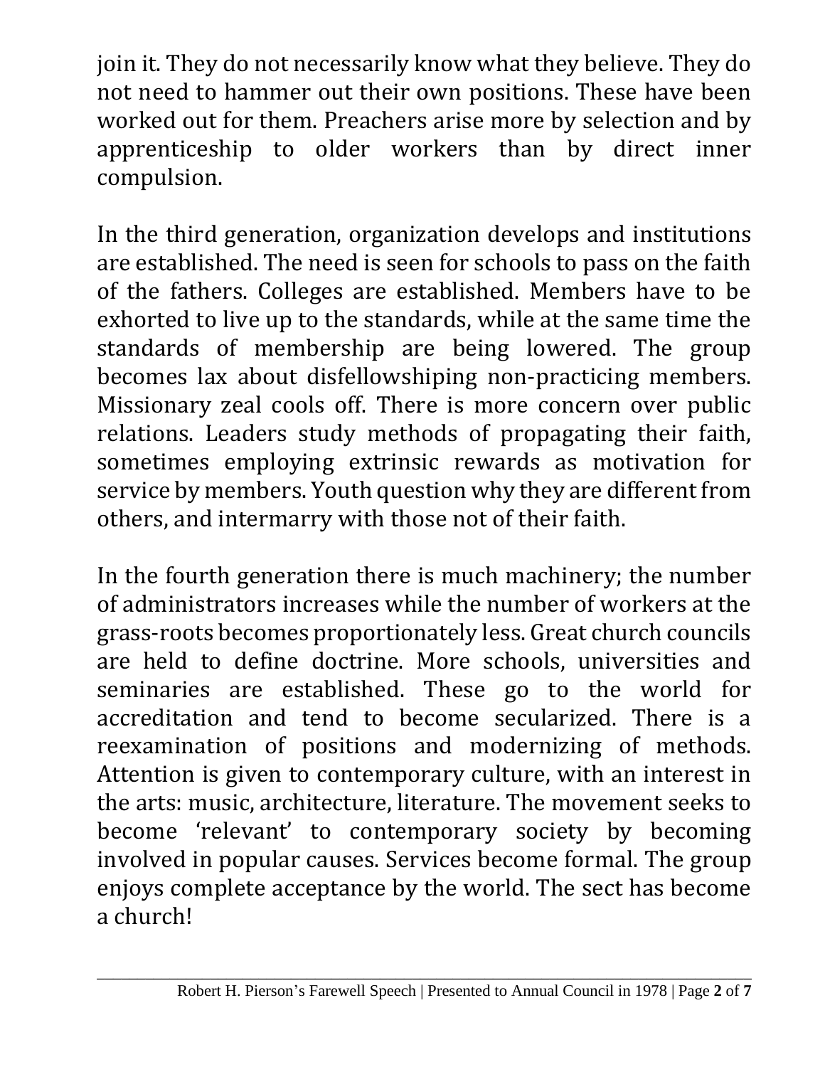join it. They do not necessarily know what they believe. They do not need to hammer out their own positions. These have been worked out for them. Preachers arise more by selection and by apprenticeship to older workers than by direct inner compulsion.

In the third generation, organization develops and institutions are established. The need is seen for schools to pass on the faith of the fathers. Colleges are established. Members have to be exhorted to live up to the standards, while at the same time the standards of membership are being lowered. The group becomes lax about disfellowshiping non-practicing members. Missionary zeal cools off. There is more concern over public relations. Leaders study methods of propagating their faith, sometimes employing extrinsic rewards as motivation for service by members. Youth question why they are different from others, and intermarry with those not of their faith.

In the fourth generation there is much machinery; the number of administrators increases while the number of workers at the grass-roots becomes proportionately less. Great church councils are held to define doctrine. More schools, universities and seminaries are established. These go to the world for accreditation and tend to become secularized. There is a reexamination of positions and modernizing of methods. Attention is given to contemporary culture, with an interest in the arts: music, architecture, literature. The movement seeks to become 'relevant' to contemporary society by becoming involved in popular causes. Services become formal. The group enjoys complete acceptance by the world. The sect has become a church!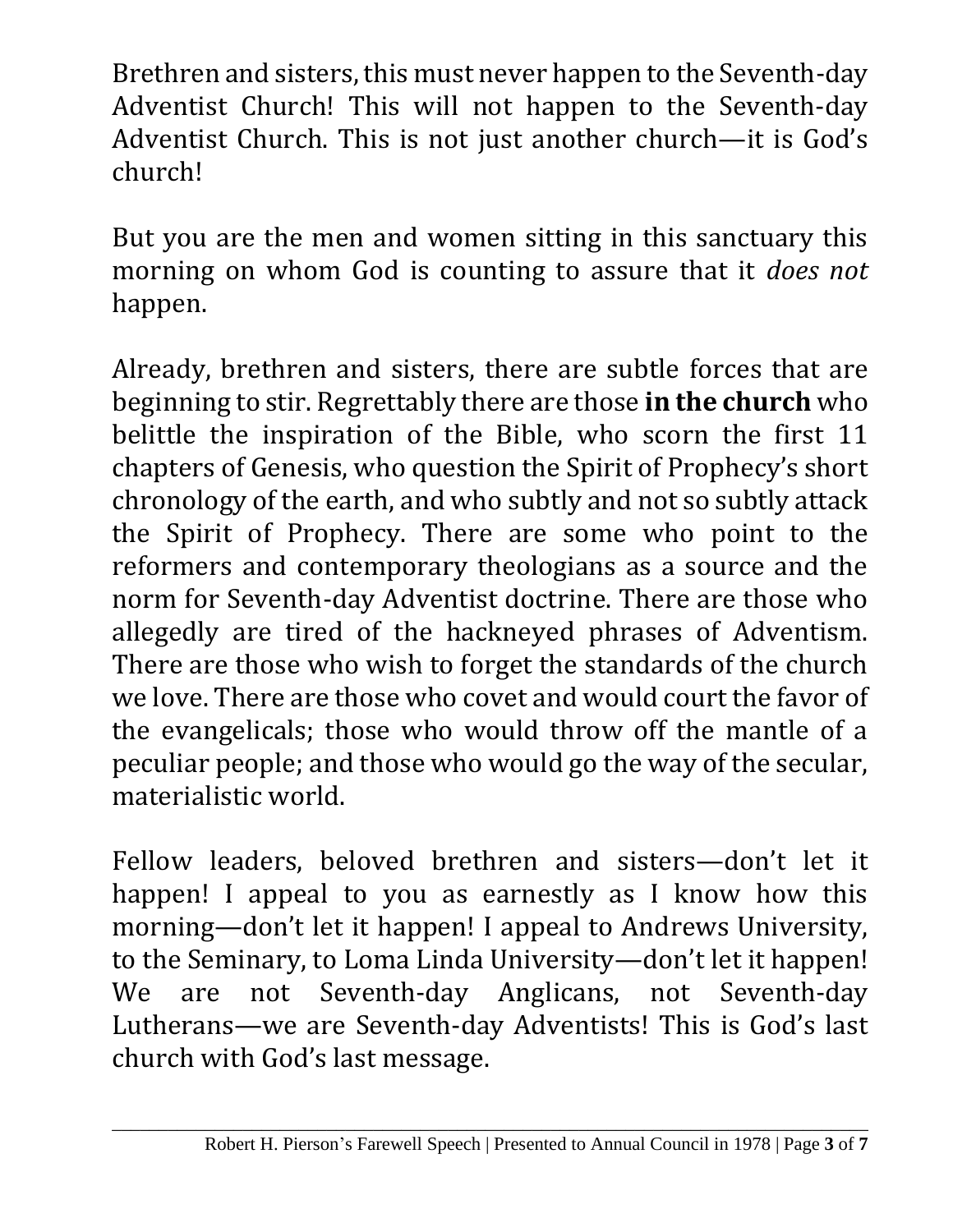Brethren and sisters, this must never happen to the Seventh-day Adventist Church! This will not happen to the Seventh-day Adventist Church. This is not just another church—it is God's church!

But you are the men and women sitting in this sanctuary this morning on whom God is counting to assure that it *does not* happen.

Already, brethren and sisters, there are subtle forces that are beginning to stir. Regrettably there are those **in the church** who belittle the inspiration of the Bible, who scorn the first 11 chapters of Genesis, who question the Spirit of Prophecy's short chronology of the earth, and who subtly and not so subtly attack the Spirit of Prophecy. There are some who point to the reformers and contemporary theologians as a source and the norm for Seventh-day Adventist doctrine. There are those who allegedly are tired of the hackneyed phrases of Adventism. There are those who wish to forget the standards of the church we love. There are those who covet and would court the favor of the evangelicals; those who would throw off the mantle of a peculiar people; and those who would go the way of the secular, materialistic world.

Fellow leaders, beloved brethren and sisters—don't let it happen! I appeal to you as earnestly as I know how this morning—don't let it happen! I appeal to Andrews University, to the Seminary, to Loma Linda University—don't let it happen! We are not Seventh-day Anglicans, not Seventh-day Lutherans—we are Seventh-day Adventists! This is God's last church with God's last message.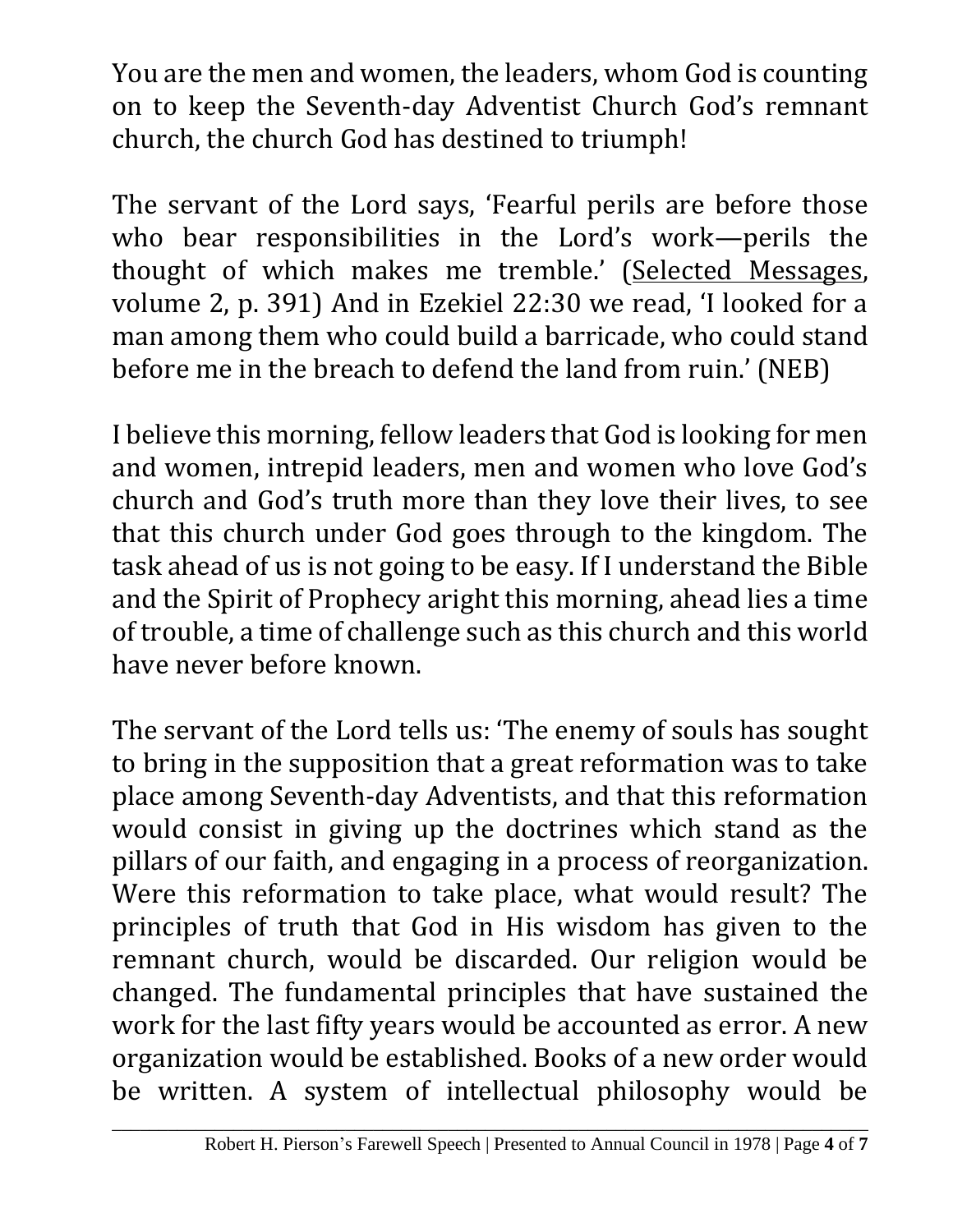You are the men and women, the leaders, whom God is counting on to keep the Seventh-day Adventist Church God's remnant church, the church God has destined to triumph!

The servant of the Lord says, 'Fearful perils are before those who bear responsibilities in the Lord's work—perils the thought of which makes me tremble.' (Selected Messages, volume 2, p. 391) And in Ezekiel 22:30 we read, 'I looked for a man among them who could build a barricade, who could stand before me in the breach to defend the land from ruin.' (NEB)

I believe this morning, fellow leaders that God is looking for men and women, intrepid leaders, men and women who love God's church and God's truth more than they love their lives, to see that this church under God goes through to the kingdom. The task ahead of us is not going to be easy. If I understand the Bible and the Spirit of Prophecy aright this morning, ahead lies a time of trouble, a time of challenge such as this church and this world have never before known.

The servant of the Lord tells us: 'The enemy of souls has sought to bring in the supposition that a great reformation was to take place among Seventh-day Adventists, and that this reformation would consist in giving up the doctrines which stand as the pillars of our faith, and engaging in a process of reorganization. Were this reformation to take place, what would result? The principles of truth that God in His wisdom has given to the remnant church, would be discarded. Our religion would be changed. The fundamental principles that have sustained the work for the last fifty years would be accounted as error. A new organization would be established. Books of a new order would be written. A system of intellectual philosophy would be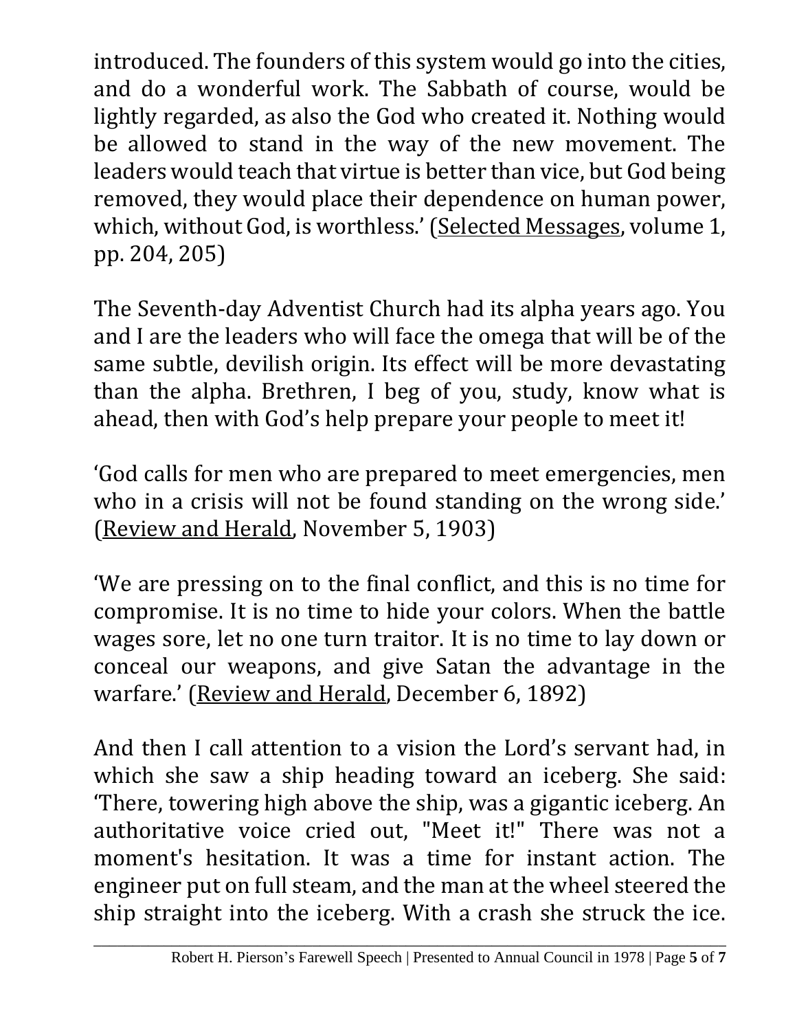introduced. The founders of this system would go into the cities, and do a wonderful work. The Sabbath of course, would be lightly regarded, as also the God who created it. Nothing would be allowed to stand in the way of the new movement. The leaders would teach that virtue is better than vice, but God being removed, they would place their dependence on human power, which, without God, is worthless.' (Selected Messages, volume 1, pp. 204, 205)

The Seventh-day Adventist Church had its alpha years ago. You and I are the leaders who will face the omega that will be of the same subtle, devilish origin. Its effect will be more devastating than the alpha. Brethren, I beg of you, study, know what is ahead, then with God's help prepare your people to meet it!

'God calls for men who are prepared to meet emergencies, men who in a crisis will not be found standing on the wrong side.' (Review and Herald, November 5, 1903)

'We are pressing on to the final conflict, and this is no time for compromise. It is no time to hide your colors. When the battle wages sore, let no one turn traitor. It is no time to lay down or conceal our weapons, and give Satan the advantage in the warfare.' (Review and Herald, December 6, 1892)

And then I call attention to a vision the Lord's servant had, in which she saw a ship heading toward an iceberg. She said: 'There, towering high above the ship, was a gigantic iceberg. An authoritative voice cried out, "Meet it!" There was not a moment's hesitation. It was a time for instant action. The engineer put on full steam, and the man at the wheel steered the ship straight into the iceberg. With a crash she struck the ice.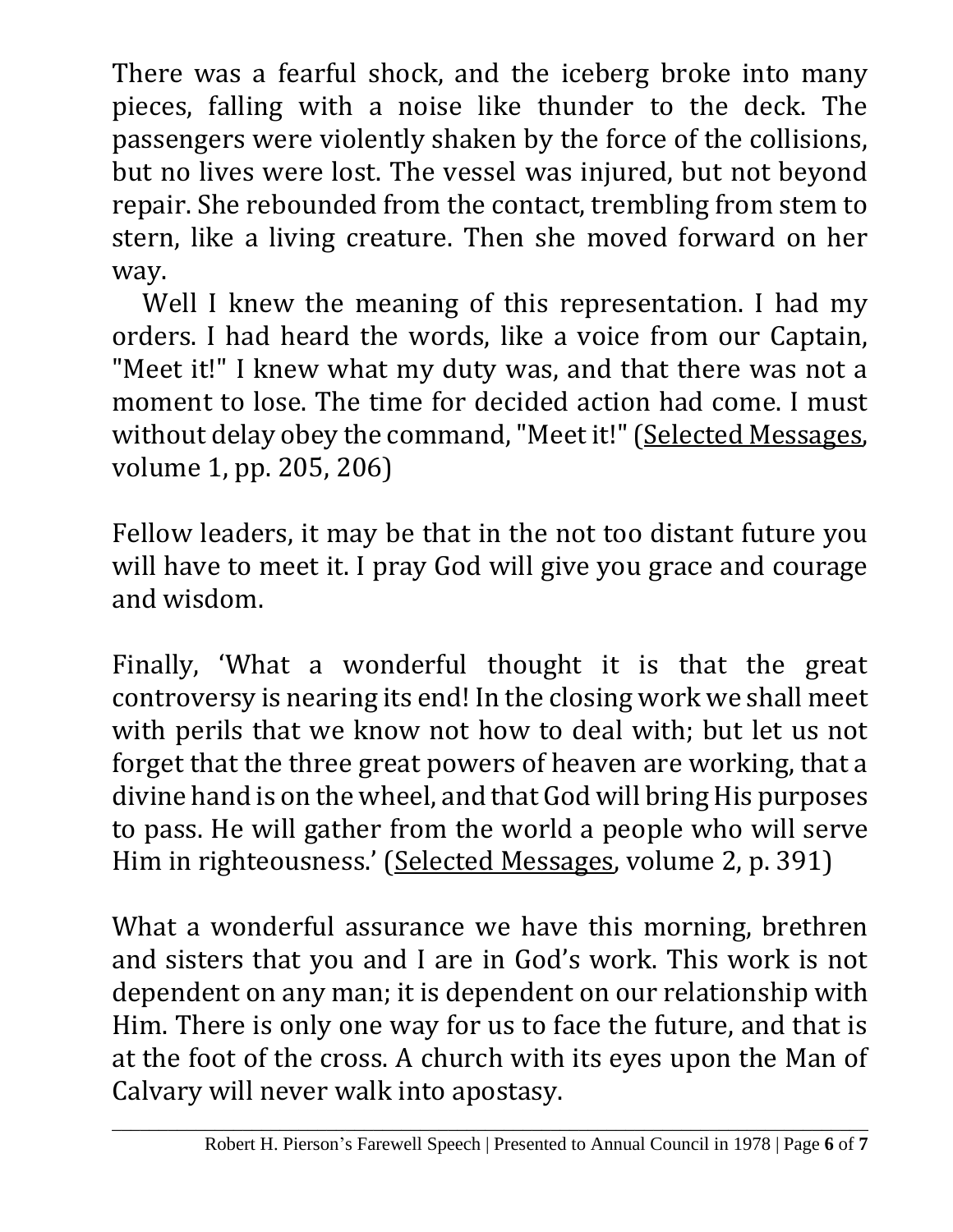There was a fearful shock, and the iceberg broke into many pieces, falling with a noise like thunder to the deck. The passengers were violently shaken by the force of the collisions, but no lives were lost. The vessel was injured, but not beyond repair. She rebounded from the contact, trembling from stem to stern, like a living creature. Then she moved forward on her way.

Well I knew the meaning of this representation. I had my orders. I had heard the words, like a voice from our Captain, "Meet it!" I knew what my duty was, and that there was not a moment to lose. The time for decided action had come. I must without delay obey the command, "Meet it!" (Selected Messages, volume 1, pp. 205, 206)

Fellow leaders, it may be that in the not too distant future you will have to meet it. I pray God will give you grace and courage and wisdom.

Finally, 'What a wonderful thought it is that the great controversy is nearing its end! In the closing work we shall meet with perils that we know not how to deal with; but let us not forget that the three great powers of heaven are working, that a divine hand is on the wheel, and that God will bring His purposes to pass. He will gather from the world a people who will serve Him in righteousness.' (Selected Messages, volume 2, p. 391)

What a wonderful assurance we have this morning, brethren and sisters that you and I are in God's work. This work is not dependent on any man; it is dependent on our relationship with Him. There is only one way for us to face the future, and that is at the foot of the cross. A church with its eyes upon the Man of Calvary will never walk into apostasy.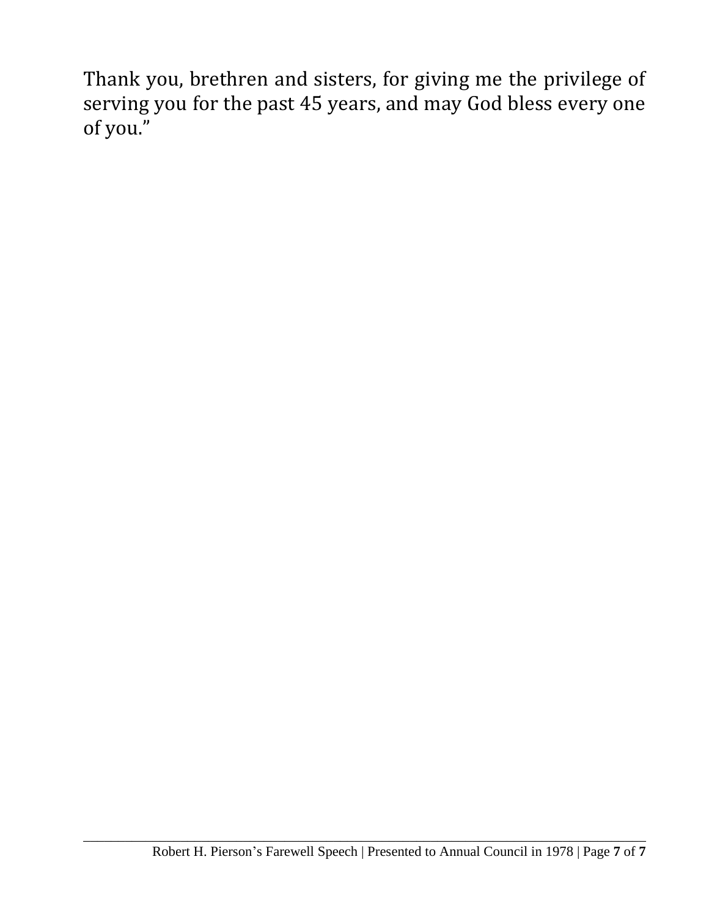Thank you, brethren and sisters, for giving me the privilege of serving you for the past 45 years, and may God bless every one of you."